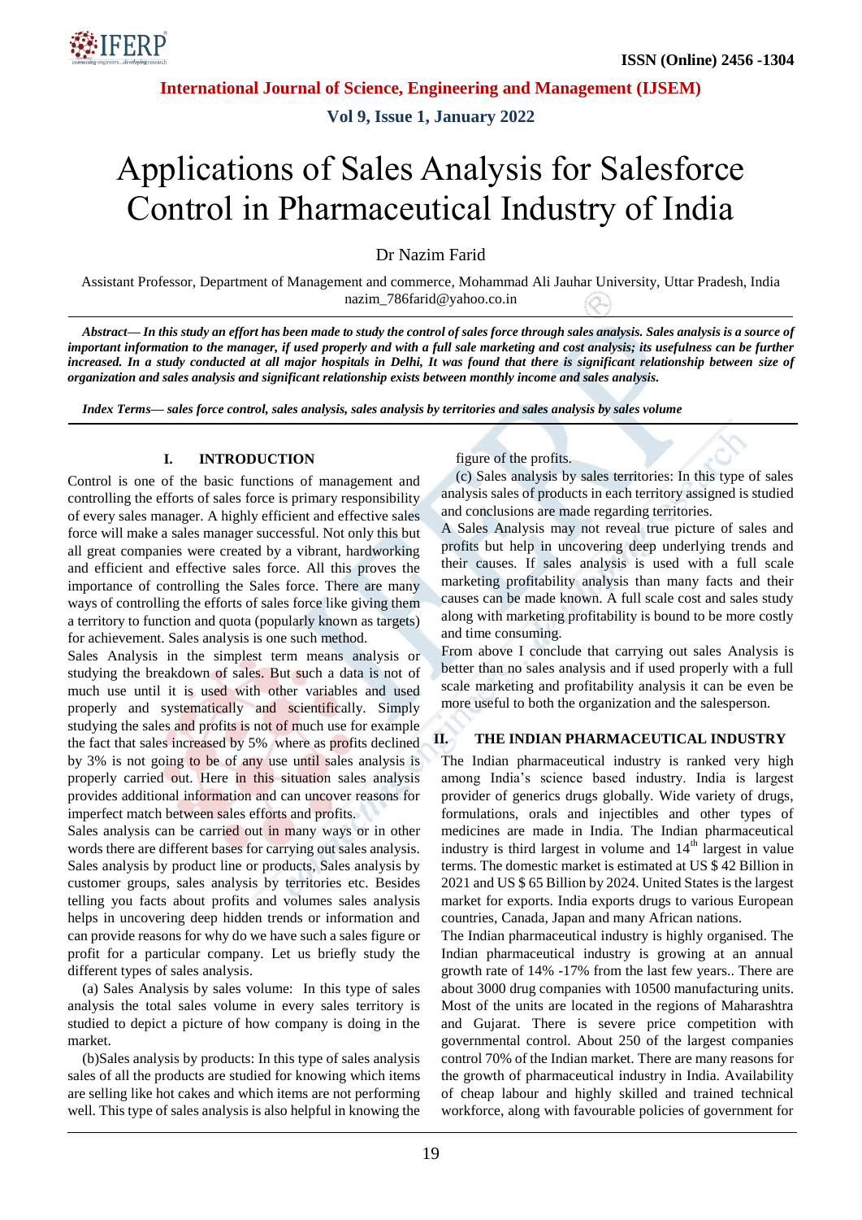# Applications of Sales Analysis for Salesforce Control in Pharmaceutical Industry of India

Dr Nazim Farid

Assistant Professor, Department of Management and commerce, Mohammad Ali Jauhar University, Uttar Pradesh, India
nazim_786farid@yahoo.co.in

***Abstract***— ***In this study an effort has been made to study the control of sales force through sales analysis. Sales analysis is a source of important information to the manager, if used properly and with a full sale marketing and cost analysis; its usefulness can be further increased. In a study conducted at all major hospitals in Delhi, It was found that there is significant relationship between size of organization and sales analysis and significant relationship exists between monthly income and sales analysis.***

***Index Terms***— ***sales force control, sales analysis, sales analysis by territories and sales analysis by sales volume***

## I. INTRODUCTION

Control is one of the basic functions of management and controlling the efforts of sales force is primary responsibility of every sales manager. A highly efficient and effective sales force will make a sales manager successful. Not only this but all great companies were created by a vibrant, hardworking and efficient and effective sales force. All this proves the importance of controlling the Sales force. There are many ways of controlling the efforts of sales force like giving them a territory to function and quota (popularly known as targets) for achievement. Sales analysis is one such method.

Sales Analysis in the simplest term means analysis or studying the breakdown of sales. But such a data is not of much use until it is used with other variables and used properly and systematically and scientifically. Simply studying the sales and profits is not of much use for example the fact that sales increased by 5% where as profits declined by 3% is not going to be of any use until sales analysis is properly carried out. Here in this situation sales analysis provides additional information and can uncover reasons for imperfect match between sales efforts and profits.

Sales analysis can be carried out in many ways or in other words there are different bases for carrying out sales analysis. Sales analysis by product line or products, Sales analysis by customer groups, sales analysis by territories etc. Besides telling you facts about profits and volumes sales analysis helps in uncovering deep hidden trends or information and can provide reasons for why do we have such a sales figure or profit for a particular company. Let us briefly study the different types of sales analysis.

(a) Sales Analysis by sales volume: In this type of sales analysis the total sales volume in every sales territory is studied to depict a picture of how company is doing in the market.

(b)Sales analysis by products: In this type of sales analysis sales of all the products are studied for knowing which items are selling like hot cakes and which items are not performing well. This type of sales analysis is also helpful in knowing the figure of the profits.

(c) Sales analysis by sales territories: In this type of sales analysis sales of products in each territory assigned is studied and conclusions are made regarding territories.

A Sales Analysis may not reveal true picture of sales and profits but help in uncovering deep underlying trends and their causes. If sales analysis is used with a full scale marketing profitability analysis than many facts and their causes can be made known. A full scale cost and sales study along with marketing profitability is bound to be more costly and time consuming.

From above I conclude that carrying out sales Analysis is better than no sales analysis and if used properly with a full scale marketing and profitability analysis it can be even be more useful to both the organization and the salesperson.

## II. THE INDIAN PHARMACEUTICAL INDUSTRY

The Indian pharmaceutical industry is ranked very high among India's science based industry. India is largest provider of generics drugs globally. Wide variety of drugs, formulations, orals and injectibles and other types of medicines are made in India. The Indian pharmaceutical industry is third largest in volume and 14[th] largest in value terms. The domestic market is estimated at US $ 42 Billion in 2021 and US $ 65 Billion by 2024. United States is the largest market for exports. India exports drugs to various European countries, Canada, Japan and many African nations.

The Indian pharmaceutical industry is highly organised. The Indian pharmaceutical industry is growing at an annual growth rate of 14% -17% from the last few years.. There are about 3000 drug companies with 10500 manufacturing units. Most of the units are located in the regions of Maharashtra and Gujarat. There is severe price competition with governmental control. About 250 of the largest companies control 70% of the Indian market. There are many reasons for the growth of pharmaceutical industry in India. Availability of cheap labour and highly skilled and trained technical workforce, along with favourable policies of government for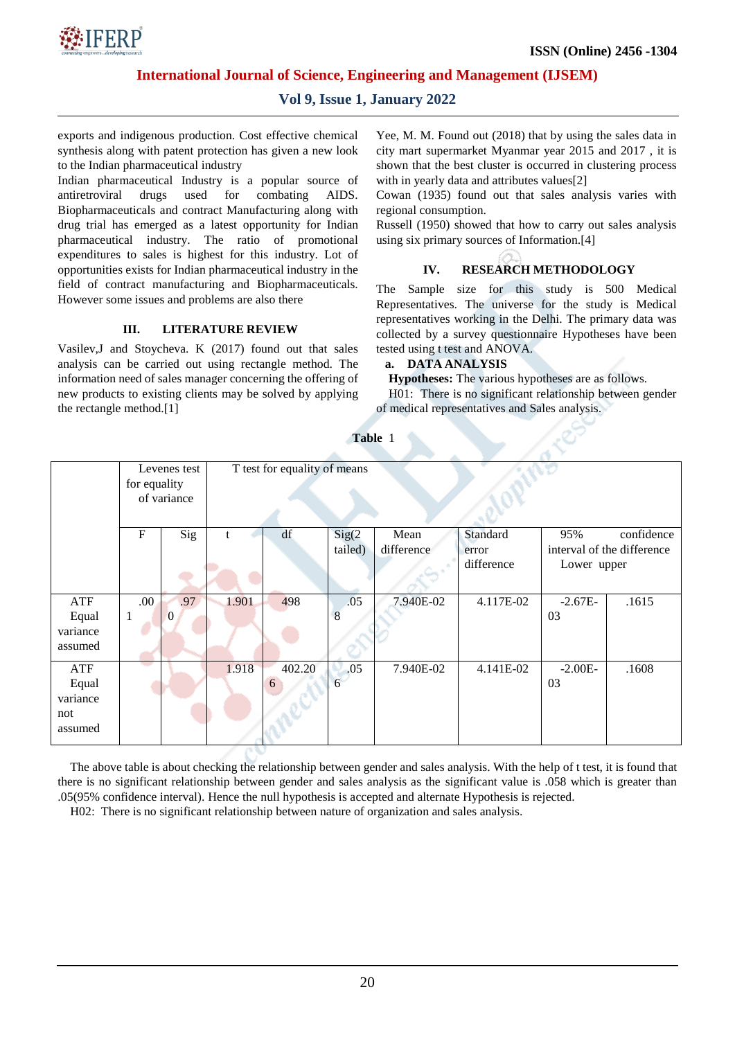exports and indigenous production. Cost effective chemical synthesis along with patent protection has given a new look to the Indian pharmaceutical industry

Indian pharmaceutical Industry is a popular source of antiretroviral drugs used for combating AIDS. Biopharmaceuticals and contract Manufacturing along with drug trial has emerged as a latest opportunity for Indian pharmaceutical industry. The ratio of promotional expenditures to sales is highest for this industry. Lot of opportunities exists for Indian pharmaceutical industry in the field of contract manufacturing and Biopharmaceuticals. However some issues and problems are also there

## III. LITERATURE REVIEW

Vasilev,J and Stoycheva. K (2017) found out that sales analysis can be carried out using rectangle method. The information need of sales manager concerning the offering of new products to existing clients may be solved by applying the rectangle method.[1]

Yee, M. M. Found out (2018) that by using the sales data in city mart supermarket Myanmar year 2015 and 2017 , it is shown that the best cluster is occurred in clustering process with in yearly data and attributes values[2]

Cowan (1935) found out that sales analysis varies with regional consumption.

Russell (1950) showed that how to carry out sales analysis using six primary sources of Information.[4]

## IV. RESEARCH METHODOLOGY

The Sample size for this study is 500 Medical Representatives. The universe for the study is Medical representatives working in the Delhi. The primary data was collected by a survey questionnaire Hypotheses have been tested using t test and ANOVA.

### a. DATA ANALYSIS

**Hypotheses:** The various hypotheses are as follows.

H01: There is no significant relationship between gender of medical representatives and Sales analysis.

**Table** 1

| | Levenes test for equality of variance | | T test for equality of means | | | | | | |
|---|---|---|---|---|---|---|---|---|---|
| | F | Sig | t | df | Sig(2 tailed) | Mean difference | Standard error difference | 95% confidence interval of the difference Lower | upper |
| ATF Equal variance assumed | .001 | .970 | 1.901 | 498 | .058 | 7.940E-02 | 4.117E-02 | -2.67E-03 | .1615 |
| ATF Equal variance not assumed | | | 1.918 | 402.206 | .056 | 7.940E-02 | 4.141E-02 | -2.00E-03 | .1608 |

The above table is about checking the relationship between gender and sales analysis. With the help of t test, it is found that there is no significant relationship between gender and sales analysis as the significant value is .058 which is greater than .05(95% confidence interval). Hence the null hypothesis is accepted and alternate Hypothesis is rejected.

H02: There is no significant relationship between nature of organization and sales analysis.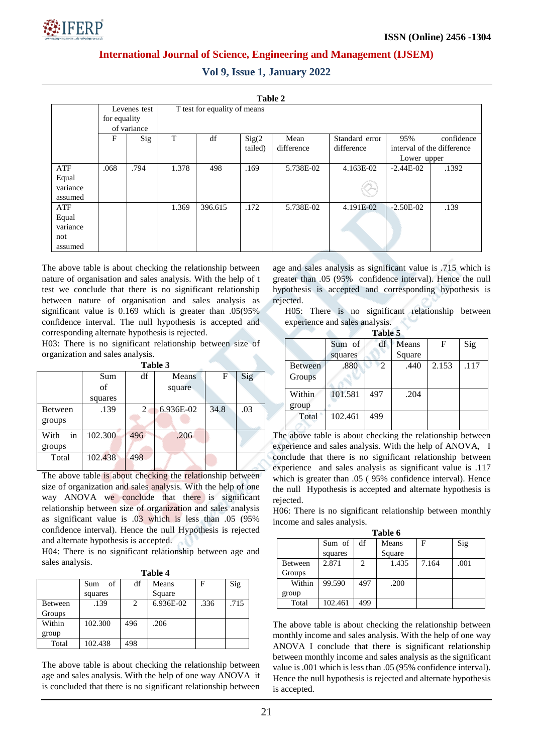**Table 2**

| | Levenes test for equality of variance | | T test for equality of means | | | | | | |
|---|---|---|---|---|---|---|---|---|---|
| | F | Sig | T | df | Sig(2 tailed) | Mean difference | Standard error difference | 95% confidence interval of the difference Lower | upper |
| ATF Equal variance assumed | .068 | .794 | 1.378 | 498 | .169 | 5.738E-02 | 4.163E-02 | -2.44E-02 | .1392 |
| ATF Equal variance not assumed | | | 1.369 | 396.615 | .172 | 5.738E-02 | 4.191E-02 | -2.50E-02 | .139 |

The above table is about checking the relationship between nature of organisation and sales analysis. With the help of t test we conclude that there is no significant relationship between nature of organisation and sales analysis as significant value is 0.169 which is greater than .05(95% confidence interval. The null hypothesis is accepted and corresponding alternate hypothesis is rejected.

H03: There is no significant relationship between size of organization and sales analysis.

**Table 3**

| | Sum of squares | df | Means square | F | Sig |
|---|---|---|---|---|---|
| Between groups | .139 | 2 | 6.936E-02 | 34.8 | .03 |
| With in groups | 102.300 | 496 | .206 | | |
| Total | 102.438 | 498 | | | |

The above table is about checking the relationship between size of organization and sales analysis. With the help of one way ANOVA we conclude that there is significant relationship between size of organization and sales analysis as significant value is .03 which is less than .05 (95% confidence interval). Hence the null Hypothesis is rejected and alternate hypothesis is accepted.

H04: There is no significant relationship between age and sales analysis.

**Table 4**

| | Sum of squares | df | Means Square | F | Sig |
|---|---|---|---|---|---|
| Between Groups | .139 | 2 | 6.936E-02 | .336 | .715 |
| Within group | 102.300 | 496 | .206 | | |
| Total | 102.438 | 498 | | | |

The above table is about checking the relationship between age and sales analysis. With the help of one way ANOVA it is concluded that there is no significant relationship between age and sales analysis as significant value is .715 which is greater than .05 (95% confidence interval). Hence the null hypothesis is accepted and corresponding hypothesis is rejected.

H05: There is no significant relationship between experience and sales analysis.

**Table 5**

| | Sum of squares | df | Means Square | F | Sig |
|---|---|---|---|---|---|
| Between Groups | .880 | 2 | .440 | 2.153 | .117 |
| Within group | 101.581 | 497 | .204 | | |
| Total | 102.461 | 499 | | | |

The above table is about checking the relationship between experience and sales analysis. With the help of ANOVA, I conclude that there is no significant relationship between experience and sales analysis as significant value is .117 which is greater than .05 ( 95% confidence interval). Hence the null Hypothesis is accepted and alternate hypothesis is rejected.

H06: There is no significant relationship between monthly income and sales analysis.

**Table 6**

| | Sum of squares | df | Means Square | F | Sig |
|---|---|---|---|---|---|
| Between Groups | 2.871 | 2 | 1.435 | 7.164 | .001 |
| Within group | 99.590 | 497 | .200 | | |
| Total | 102.461 | 499 | | | |

The above table is about checking the relationship between monthly income and sales analysis. With the help of one way ANOVA I conclude that there is significant relationship between monthly income and sales analysis as the significant value is .001 which is less than .05 (95% confidence interval). Hence the null hypothesis is rejected and alternate hypothesis is accepted.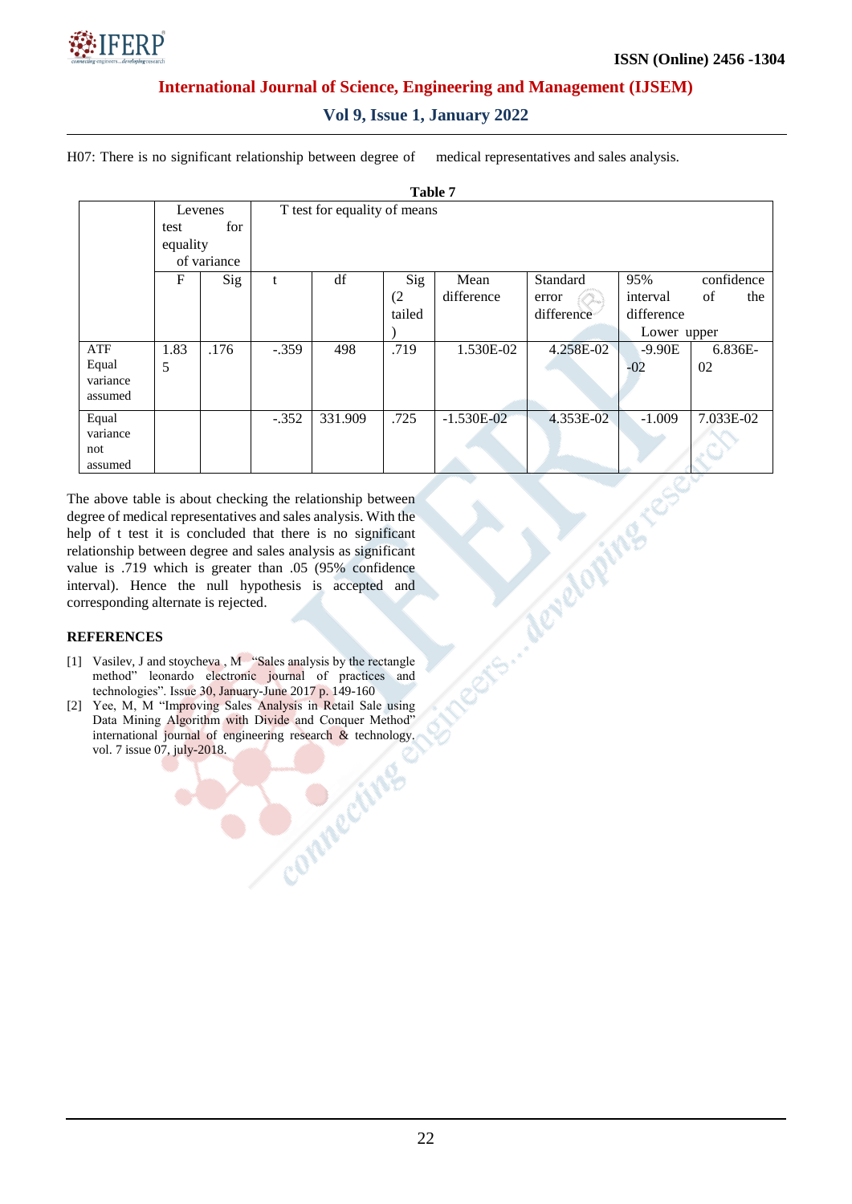H07: There is no significant relationship between degree of medical representatives and sales analysis.

**Table 7**

| | Levenes test for equality of variance | | T test for equality of means | | | | | | |
|---|---|---|---|---|---|---|---|---|---|
| | F | Sig | t | df | Sig (2 tailed) | Mean difference | Standard error difference | 95% confidence interval of the difference Lower | upper |
| ATF Equal variance assumed | 1.835 | .176 | -.359 | 498 | .719 | 1.530E-02 | 4.258E-02 | -9.90E-02 | 6.836E-02 |
| Equal variance not assumed | | | -.352 | 331.909 | .725 | -1.530E-02 | 4.353E-02 | -1.009 | 7.033E-02 |

The above table is about checking the relationship between degree of medical representatives and sales analysis. With the help of t test it is concluded that there is no significant relationship between degree and sales analysis as significant value is .719 which is greater than .05 (95% confidence interval). Hence the null hypothesis is accepted and corresponding alternate is rejected.

## REFERENCES

[1] Vasilev, J and stoycheva , M "Sales analysis by the rectangle method" leonardo electronic journal of practices and technologies". Issue 30, January-June 2017 p. 149-160

[2] Yee, M, M "Improving Sales Analysis in Retail Sale using Data Mining Algorithm with Divide and Conquer Method" international journal of engineering research & technology. vol. 7 issue 07, july-2018.